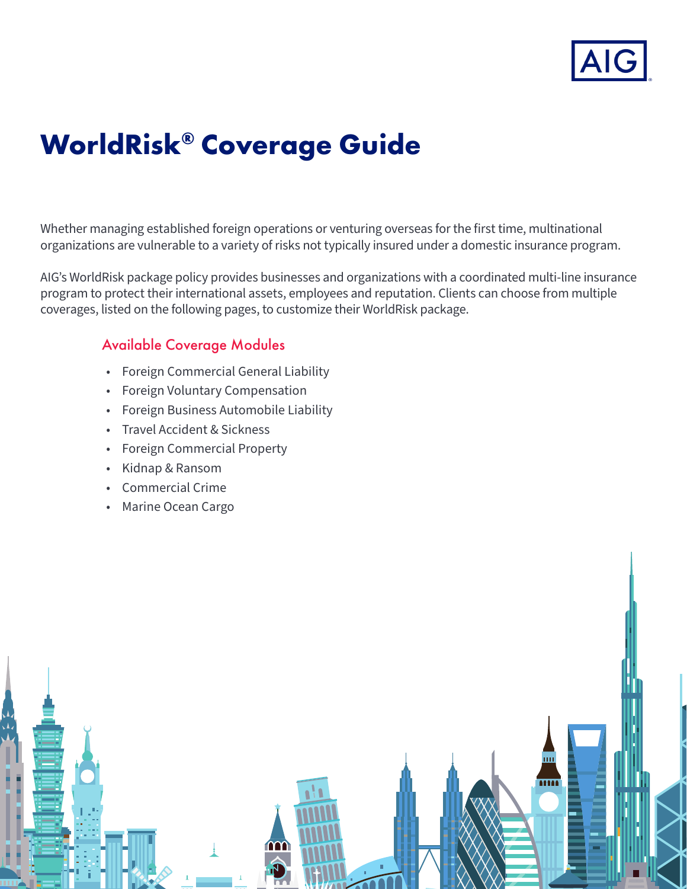# WorldRisk® Coverage Guide

Whether managing established foreign operations or venturing overseas for the first time, multinational organizations are vulnerable to a variety of risks not typically insured under a domestic insurance program.

AIG's WorldRisk package policy provides businesses and organizations with a coordinated multi-line insurance program to protect their international assets, employees and reputation. Clients can choose from multiple coverages, listed on the following pages, to customize their WorldRisk package.

## Available Coverage Modules

- Foreign Commercial General Liability
- Foreign Voluntary Compensation
- Foreign Business Automobile Liability
- Travel Accident & Sickness
- Foreign Commercial Property
- Kidnap & Ransom
- Commercial Crime
- Marine Ocean Cargo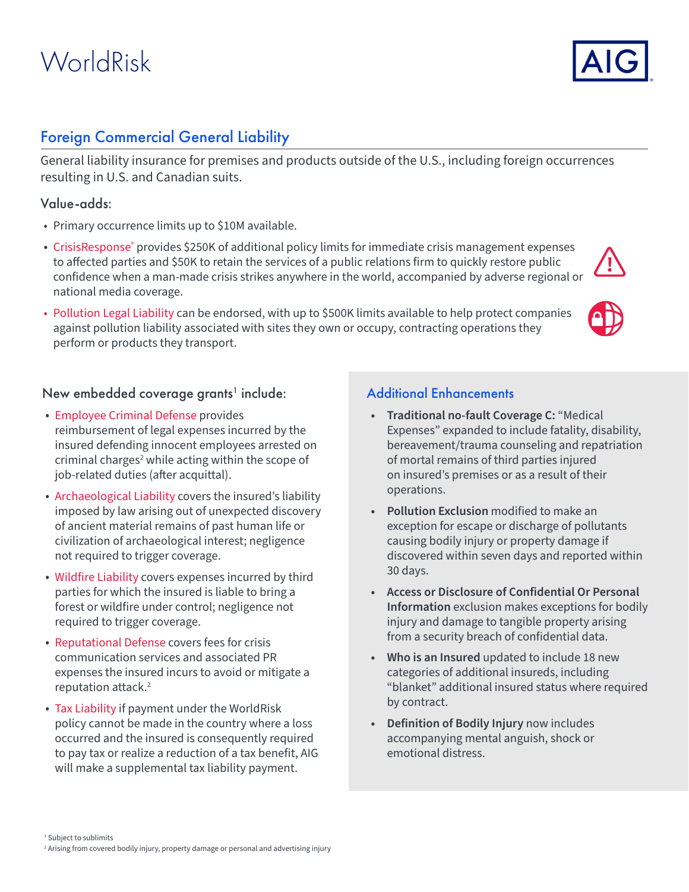# WorldRisk

## Foreign Commercial General Liability

General liability insurance for premises and products outside of the U.S., including foreign occurrences resulting in U.S. and Canadian suits.

### Value-adds:

- Primary occurrence limits up to $10M available.
- CrisisResponse® provides $250K of additional policy limits for immediate crisis management expenses to affected parties and $50K to retain the services of a public relations firm to quickly restore public confidence when a man-made crisis strikes anywhere in the world, accompanied by adverse regional or national media coverage.
- Pollution Legal Liability can be endorsed, with up to $500K limits available to help protect companies against pollution liability associated with sites they own or occupy, contracting operations they perform or products they transport.

### New embedded coverage grants[1] include:

- Employee Criminal Defense provides reimbursement of legal expenses incurred by the insured defending innocent employees arrested on criminal charges[2] while acting within the scope of job-related duties (after acquittal).
- Archaeological Liability covers the insured's liability imposed by law arising out of unexpected discovery of ancient material remains of past human life or civilization of archaeological interest; negligence not required to trigger coverage.
- Wildfire Liability covers expenses incurred by third parties for which the insured is liable to bring a forest or wildfire under control; negligence not required to trigger coverage.
- Reputational Defense covers fees for crisis communication services and associated PR expenses the insured incurs to avoid or mitigate a reputation attack.[2]
- Tax Liability if payment under the WorldRisk policy cannot be made in the country where a loss occurred and the insured is consequently required to pay tax or realize a reduction of a tax benefit, AIG will make a supplemental tax liability payment.

### Additional Enhancements

- **Traditional no-fault Coverage C:** "Medical Expenses" expanded to include fatality, disability, bereavement/trauma counseling and repatriation of mortal remains of third parties injured on insured's premises or as a result of their operations.
- **Pollution Exclusion** modified to make an exception for escape or discharge of pollutants causing bodily injury or property damage if discovered within seven days and reported within 30 days.
- **Access or Disclosure of Confidential Or Personal Information** exclusion makes exceptions for bodily injury and damage to tangible property arising from a security breach of confidential data.
- **Who is an Insured** updated to include 18 new categories of additional insureds, including "blanket" additional insured status where required by contract.
- **Definition of Bodily Injury** now includes accompanying mental anguish, shock or emotional distress.

[1] Subject to sublimits
[2] Arising from covered bodily injury, property damage or personal and advertising injury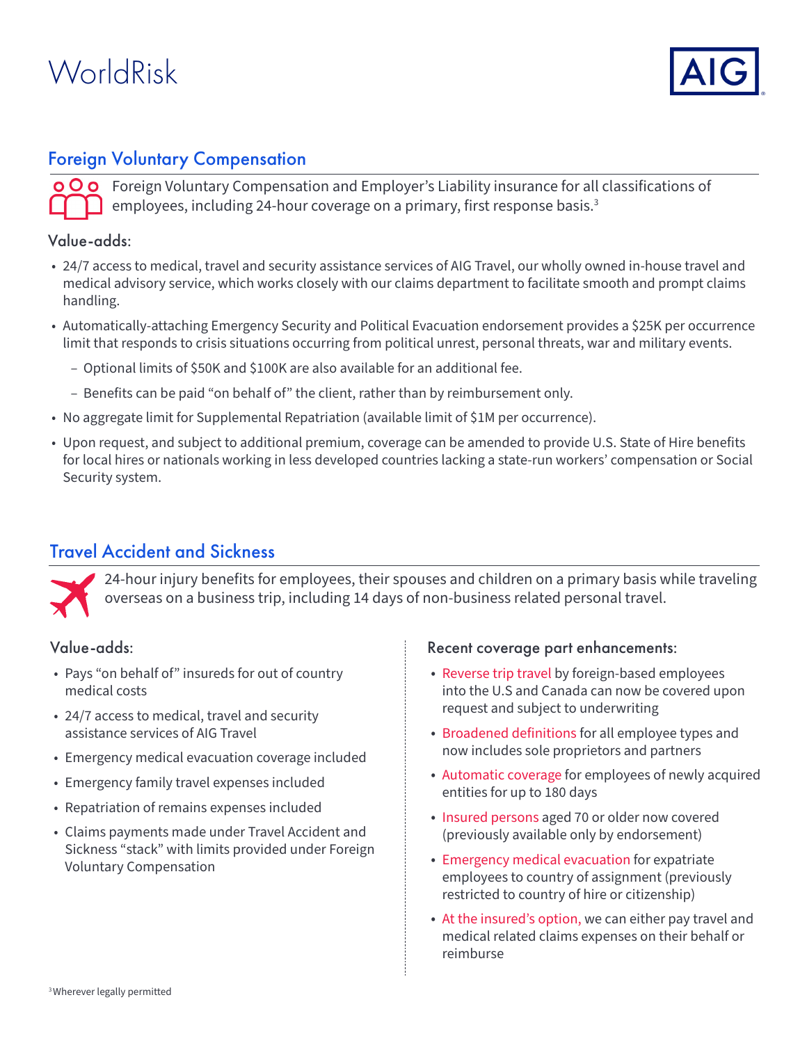# WorldRisk

## Foreign Voluntary Compensation

Foreign Voluntary Compensation and Employer's Liability insurance for all classifications of employees, including 24-hour coverage on a primary, first response basis.[3]

### Value-adds:

- 24/7 access to medical, travel and security assistance services of AIG Travel, our wholly owned in-house travel and medical advisory service, which works closely with our claims department to facilitate smooth and prompt claims handling.
- Automatically-attaching Emergency Security and Political Evacuation endorsement provides a $25K per occurrence limit that responds to crisis situations occurring from political unrest, personal threats, war and military events.
  - Optional limits of $50K and $100K are also available for an additional fee.
  - Benefits can be paid "on behalf of" the client, rather than by reimbursement only.
- No aggregate limit for Supplemental Repatriation (available limit of $1M per occurrence).
- Upon request, and subject to additional premium, coverage can be amended to provide U.S. State of Hire benefits for local hires or nationals working in less developed countries lacking a state-run workers' compensation or Social Security system.

## Travel Accident and Sickness

24-hour injury benefits for employees, their spouses and children on a primary basis while traveling overseas on a business trip, including 14 days of non-business related personal travel.

### Value-adds:

- Pays "on behalf of" insureds for out of country medical costs
- 24/7 access to medical, travel and security assistance services of AIG Travel
- Emergency medical evacuation coverage included
- Emergency family travel expenses included
- Repatriation of remains expenses included
- Claims payments made under Travel Accident and Sickness "stack" with limits provided under Foreign Voluntary Compensation

### Recent coverage part enhancements:

- Reverse trip travel by foreign-based employees into the U.S and Canada can now be covered upon request and subject to underwriting
- Broadened definitions for all employee types and now includes sole proprietors and partners
- Automatic coverage for employees of newly acquired entities for up to 180 days
- Insured persons aged 70 or older now covered (previously available only by endorsement)
- Emergency medical evacuation for expatriate employees to country of assignment (previously restricted to country of hire or citizenship)
- At the insured's option, we can either pay travel and medical related claims expenses on their behalf or reimburse

[3] Wherever legally permitted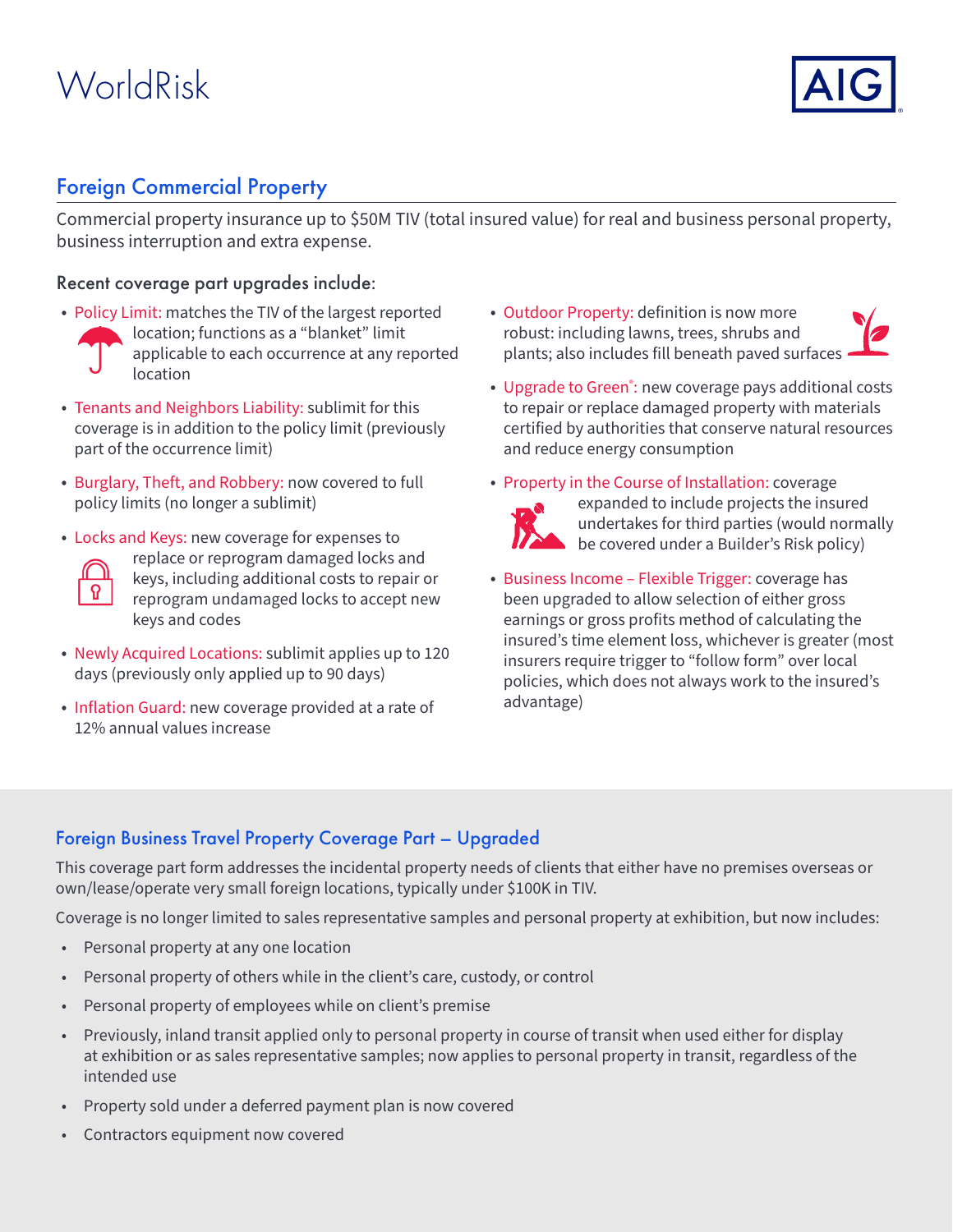# WorldRisk

## Foreign Commercial Property

Commercial property insurance up to $50M TIV (total insured value) for real and business personal property, business interruption and extra expense.

### Recent coverage part upgrades include:

- Policy Limit: matches the TIV of the largest reported location; functions as a "blanket" limit applicable to each occurrence at any reported location
- Tenants and Neighbors Liability: sublimit for this coverage is in addition to the policy limit (previously part of the occurrence limit)
- Burglary, Theft, and Robbery: now covered to full policy limits (no longer a sublimit)
- Locks and Keys: new coverage for expenses to replace or reprogram damaged locks and keys, including additional costs to repair or reprogram undamaged locks to accept new keys and codes
- Newly Acquired Locations: sublimit applies up to 120 days (previously only applied up to 90 days)
- Inflation Guard: new coverage provided at a rate of 12% annual values increase
- Outdoor Property: definition is now more robust: including lawns, trees, shrubs and plants; also includes fill beneath paved surfaces
- Upgrade to Green®: new coverage pays additional costs to repair or replace damaged property with materials certified by authorities that conserve natural resources and reduce energy consumption
- Property in the Course of Installation: coverage expanded to include projects the insured undertakes for third parties (would normally be covered under a Builder's Risk policy)
- Business Income – Flexible Trigger: coverage has been upgraded to allow selection of either gross earnings or gross profits method of calculating the insured's time element loss, whichever is greater (most insurers require trigger to "follow form" over local policies, which does not always work to the insured's advantage)

## Foreign Business Travel Property Coverage Part – Upgraded

This coverage part form addresses the incidental property needs of clients that either have no premises overseas or own/lease/operate very small foreign locations, typically under $100K in TIV.

Coverage is no longer limited to sales representative samples and personal property at exhibition, but now includes:

- Personal property at any one location
- Personal property of others while in the client's care, custody, or control
- Personal property of employees while on client's premise
- Previously, inland transit applied only to personal property in course of transit when used either for display at exhibition or as sales representative samples; now applies to personal property in transit, regardless of the intended use
- Property sold under a deferred payment plan is now covered
- Contractors equipment now covered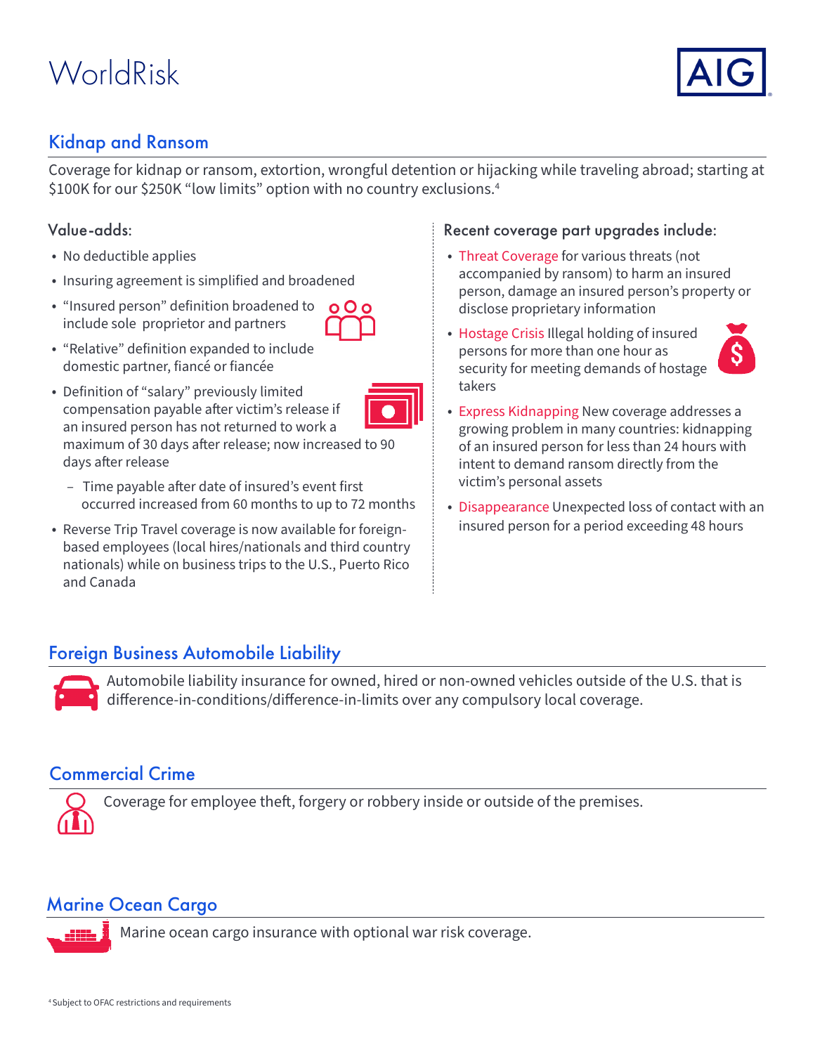# WorldRisk

## Kidnap and Ransom

Coverage for kidnap or ransom, extortion, wrongful detention or hijacking while traveling abroad; starting at $100K for our $250K "low limits" option with no country exclusions.[4]

### Value-adds:

- No deductible applies
- Insuring agreement is simplified and broadened
- "Insured person" definition broadened to include sole proprietor and partners
- "Relative" definition expanded to include domestic partner, fiancé or fiancée
- Definition of "salary" previously limited compensation payable after victim's release if an insured person has not returned to work a maximum of 30 days after release; now increased to 90 days after release
  - Time payable after date of insured's event first occurred increased from 60 months to up to 72 months
- Reverse Trip Travel coverage is now available for foreign-based employees (local hires/nationals and third country nationals) while on business trips to the U.S., Puerto Rico and Canada

### Recent coverage part upgrades include:

- Threat Coverage for various threats (not accompanied by ransom) to harm an insured person, damage an insured person's property or disclose proprietary information
- Hostage Crisis Illegal holding of insured persons for more than one hour as security for meeting demands of hostage takers
- Express Kidnapping New coverage addresses a growing problem in many countries: kidnapping of an insured person for less than 24 hours with intent to demand ransom directly from the victim's personal assets
- Disappearance Unexpected loss of contact with an insured person for a period exceeding 48 hours

## Foreign Business Automobile Liability

Automobile liability insurance for owned, hired or non-owned vehicles outside of the U.S. that is difference-in-conditions/difference-in-limits over any compulsory local coverage.

## Commercial Crime

Coverage for employee theft, forgery or robbery inside or outside of the premises.

## Marine Ocean Cargo

Marine ocean cargo insurance with optional war risk coverage.

[4] Subject to OFAC restrictions and requirements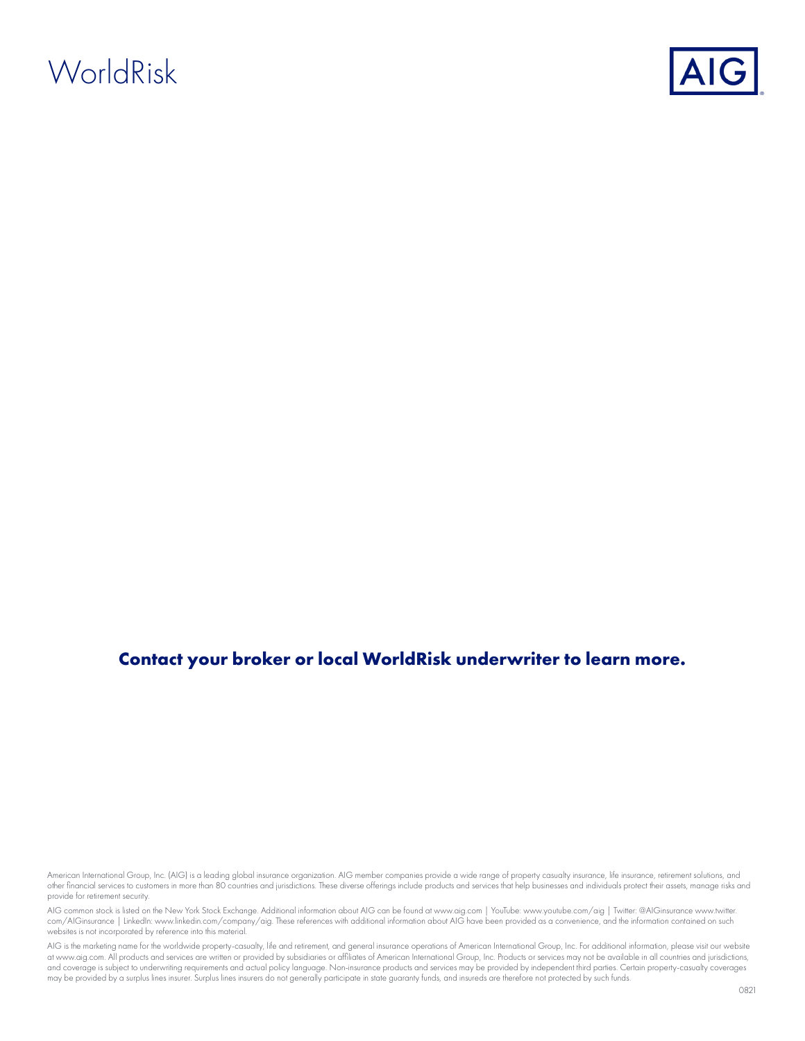WorldRisk

AIG

**Contact your broker or local WorldRisk underwriter to learn more.**

American International Group, Inc. (AIG) is a leading global insurance organization. AIG member companies provide a wide range of property casualty insurance, life insurance, retirement solutions, and other financial services to customers in more than 80 countries and jurisdictions. These diverse offerings include products and services that help businesses and individuals protect their assets, manage risks and provide for retirement security.

AIG common stock is listed on the New York Stock Exchange. Additional information about AIG can be found at www.aig.com | YouTube: www.youtube.com/aig | Twitter: @AIGinsurance www.twitter.com/AIGinsurance | LinkedIn: www.linkedin.com/company/aig. These references with additional information about AIG have been provided as a convenience, and the information contained on such websites is not incorporated by reference into this material.

AIG is the marketing name for the worldwide property-casualty, life and retirement, and general insurance operations of American International Group, Inc. For additional information, please visit our website at www.aig.com. All products and services are written or provided by subsidiaries or affiliates of American International Group, Inc. Products or services may not be available in all countries and jurisdictions, and coverage is subject to underwriting requirements and actual policy language. Non-insurance products and services may be provided by independent third parties. Certain property-casualty coverages may be provided by a surplus lines insurer. Surplus lines insurers do not generally participate in state guaranty funds, and insureds are therefore not protected by such funds.

0821